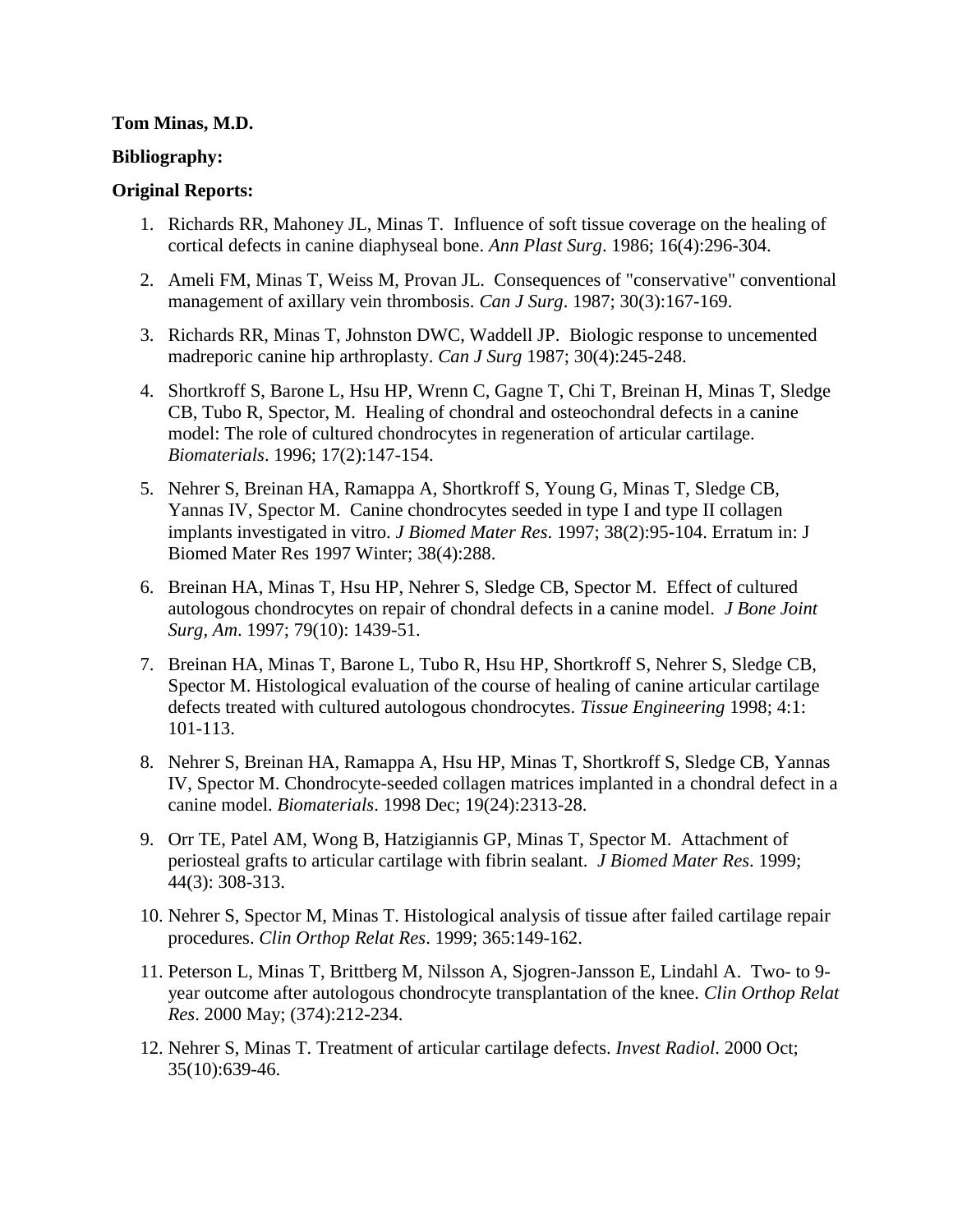**Tom Minas, M.D.**

**Bibliography:**

**Original Reports:**

1. Richards RR, Mahoney JL, Minas T. Influence of soft tissue coverage on the healing of cortical defects in canine diaphyseal bone. *Ann Plast Surg*. 1986; 16(4):296-304.

2. Ameli FM, Minas T, Weiss M, Provan JL. Consequences of "conservative" conventional management of axillary vein thrombosis. *Can J Surg*. 1987; 30(3):167-169.

3. Richards RR, Minas T, Johnston DWC, Waddell JP. Biologic response to uncemented madreporic canine hip arthroplasty. *Can J Surg* 1987; 30(4):245-248.

4. Shortkroff S, Barone L, Hsu HP, Wrenn C, Gagne T, Chi T, Breinan H, Minas T, Sledge CB, Tubo R, Spector, M. Healing of chondral and osteochondral defects in a canine model: The role of cultured chondrocytes in regeneration of articular cartilage. *Biomaterials*. 1996; 17(2):147-154.

5. Nehrer S, Breinan HA, Ramappa A, Shortkroff S, Young G, Minas T, Sledge CB, Yannas IV, Spector M. Canine chondrocytes seeded in type I and type II collagen implants investigated in vitro. *J Biomed Mater Res*. 1997; 38(2):95-104. Erratum in: J Biomed Mater Res 1997 Winter; 38(4):288.

6. Breinan HA, Minas T, Hsu HP, Nehrer S, Sledge CB, Spector M. Effect of cultured autologous chondrocytes on repair of chondral defects in a canine model. *J Bone Joint Surg, Am*. 1997; 79(10): 1439-51.

7. Breinan HA, Minas T, Barone L, Tubo R, Hsu HP, Shortkroff S, Nehrer S, Sledge CB, Spector M. Histological evaluation of the course of healing of canine articular cartilage defects treated with cultured autologous chondrocytes. *Tissue Engineering* 1998; 4:1: 101-113.

8. Nehrer S, Breinan HA, Ramappa A, Hsu HP, Minas T, Shortkroff S, Sledge CB, Yannas IV, Spector M. Chondrocyte-seeded collagen matrices implanted in a chondral defect in a canine model. *Biomaterials*. 1998 Dec; 19(24):2313-28.

9. Orr TE, Patel AM, Wong B, Hatzigiannis GP, Minas T, Spector M. Attachment of periosteal grafts to articular cartilage with fibrin sealant. *J Biomed Mater Res*. 1999; 44(3): 308-313.

10. Nehrer S, Spector M, Minas T. Histological analysis of tissue after failed cartilage repair procedures. *Clin Orthop Relat Res*. 1999; 365:149-162.

11. Peterson L, Minas T, Brittberg M, Nilsson A, Sjogren-Jansson E, Lindahl A. Two- to 9-year outcome after autologous chondrocyte transplantation of the knee. *Clin Orthop Relat Res*. 2000 May; (374):212-234.

12. Nehrer S, Minas T. Treatment of articular cartilage defects. *Invest Radiol*. 2000 Oct; 35(10):639-46.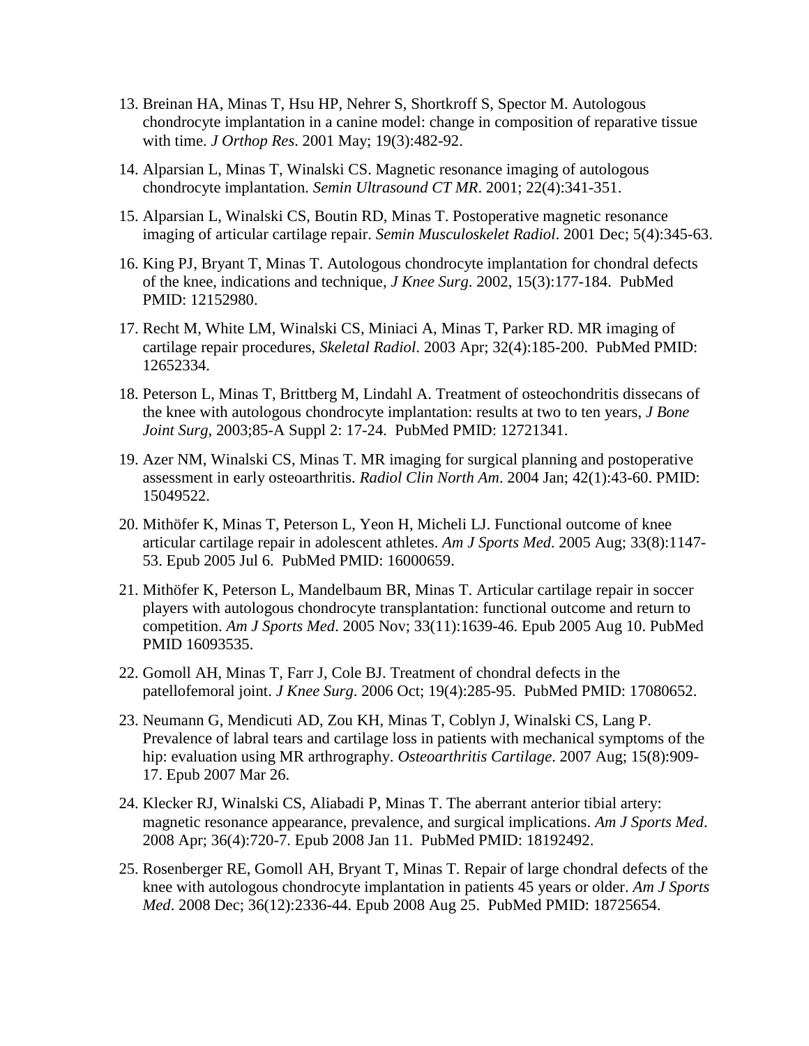13. Breinan HA, Minas T, Hsu HP, Nehrer S, Shortkroff S, Spector M. Autologous chondrocyte implantation in a canine model: change in composition of reparative tissue with time. *J Orthop Res*. 2001 May; 19(3):482-92.

14. Alparsian L, Minas T, Winalski CS. Magnetic resonance imaging of autologous chondrocyte implantation. *Semin Ultrasound CT MR*. 2001; 22(4):341-351.

15. Alparsian L, Winalski CS, Boutin RD, Minas T. Postoperative magnetic resonance imaging of articular cartilage repair. *Semin Musculoskelet Radiol*. 2001 Dec; 5(4):345-63.

16. King PJ, Bryant T, Minas T. Autologous chondrocyte implantation for chondral defects of the knee, indications and technique, *J Knee Surg*. 2002, 15(3):177-184. PubMed PMID: 12152980.

17. Recht M, White LM, Winalski CS, Miniaci A, Minas T, Parker RD. MR imaging of cartilage repair procedures, *Skeletal Radiol*. 2003 Apr; 32(4):185-200. PubMed PMID: 12652334.

18. Peterson L, Minas T, Brittberg M, Lindahl A. Treatment of osteochondritis dissecans of the knee with autologous chondrocyte implantation: results at two to ten years, *J Bone Joint Surg*, 2003;85-A Suppl 2: 17-24. PubMed PMID: 12721341.

19. Azer NM, Winalski CS, Minas T. MR imaging for surgical planning and postoperative assessment in early osteoarthritis. *Radiol Clin North Am*. 2004 Jan; 42(1):43-60. PMID: 15049522.

20. Mithöfer K, Minas T, Peterson L, Yeon H, Micheli LJ. Functional outcome of knee articular cartilage repair in adolescent athletes. *Am J Sports Med*. 2005 Aug; 33(8):1147-53. Epub 2005 Jul 6. PubMed PMID: 16000659.

21. Mithöfer K, Peterson L, Mandelbaum BR, Minas T. Articular cartilage repair in soccer players with autologous chondrocyte transplantation: functional outcome and return to competition. *Am J Sports Med*. 2005 Nov; 33(11):1639-46. Epub 2005 Aug 10. PubMed PMID 16093535.

22. Gomoll AH, Minas T, Farr J, Cole BJ. Treatment of chondral defects in the patellofemoral joint. *J Knee Surg*. 2006 Oct; 19(4):285-95. PubMed PMID: 17080652.

23. Neumann G, Mendicuti AD, Zou KH, Minas T, Coblyn J, Winalski CS, Lang P. Prevalence of labral tears and cartilage loss in patients with mechanical symptoms of the hip: evaluation using MR arthrography. *Osteoarthritis Cartilage*. 2007 Aug; 15(8):909-17. Epub 2007 Mar 26.

24. Klecker RJ, Winalski CS, Aliabadi P, Minas T. The aberrant anterior tibial artery: magnetic resonance appearance, prevalence, and surgical implications. *Am J Sports Med*. 2008 Apr; 36(4):720-7. Epub 2008 Jan 11. PubMed PMID: 18192492.

25. Rosenberger RE, Gomoll AH, Bryant T, Minas T. Repair of large chondral defects of the knee with autologous chondrocyte implantation in patients 45 years or older. *Am J Sports Med*. 2008 Dec; 36(12):2336-44. Epub 2008 Aug 25. PubMed PMID: 18725654.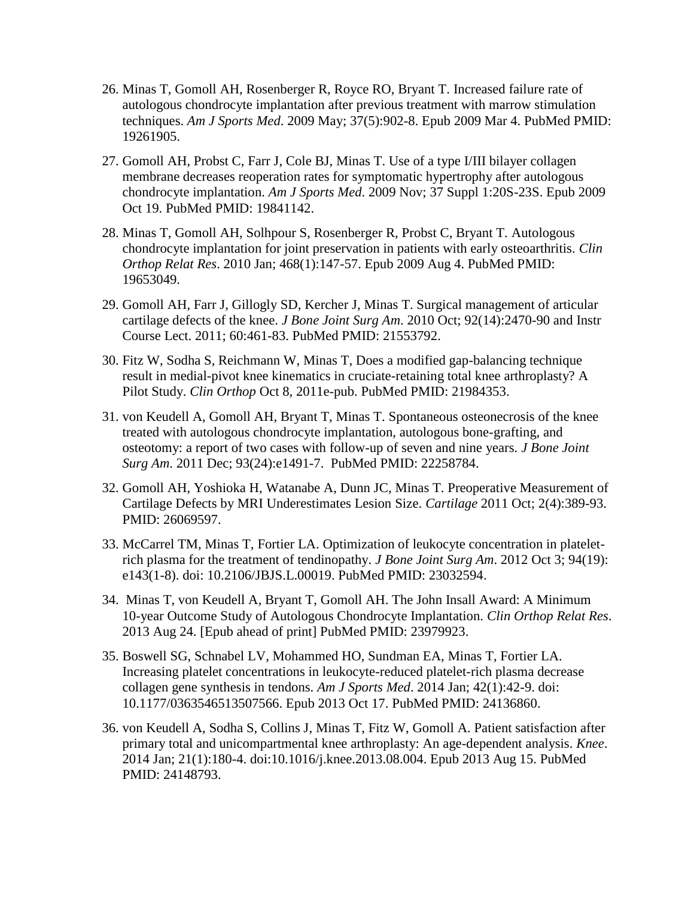26. Minas T, Gomoll AH, Rosenberger R, Royce RO, Bryant T. Increased failure rate of autologous chondrocyte implantation after previous treatment with marrow stimulation techniques. *Am J Sports Med*. 2009 May; 37(5):902-8. Epub 2009 Mar 4. PubMed PMID: 19261905.

27. Gomoll AH, Probst C, Farr J, Cole BJ, Minas T. Use of a type I/III bilayer collagen membrane decreases reoperation rates for symptomatic hypertrophy after autologous chondrocyte implantation. *Am J Sports Med*. 2009 Nov; 37 Suppl 1:20S-23S. Epub 2009 Oct 19. PubMed PMID: 19841142.

28. Minas T, Gomoll AH, Solhpour S, Rosenberger R, Probst C, Bryant T. Autologous chondrocyte implantation for joint preservation in patients with early osteoarthritis. *Clin Orthop Relat Res*. 2010 Jan; 468(1):147-57. Epub 2009 Aug 4. PubMed PMID: 19653049.

29. Gomoll AH, Farr J, Gillogly SD, Kercher J, Minas T. Surgical management of articular cartilage defects of the knee. *J Bone Joint Surg Am*. 2010 Oct; 92(14):2470-90 and Instr Course Lect. 2011; 60:461-83. PubMed PMID: 21553792.

30. Fitz W, Sodha S, Reichmann W, Minas T, Does a modified gap-balancing technique result in medial-pivot knee kinematics in cruciate-retaining total knee arthroplasty? A Pilot Study. *Clin Orthop* Oct 8, 2011e-pub. PubMed PMID: 21984353.

31. von Keudell A, Gomoll AH, Bryant T, Minas T. Spontaneous osteonecrosis of the knee treated with autologous chondrocyte implantation, autologous bone-grafting, and osteotomy: a report of two cases with follow-up of seven and nine years. *J Bone Joint Surg Am*. 2011 Dec; 93(24):e1491-7. PubMed PMID: 22258784.

32. Gomoll AH, Yoshioka H, Watanabe A, Dunn JC, Minas T. Preoperative Measurement of Cartilage Defects by MRI Underestimates Lesion Size. *Cartilage* 2011 Oct; 2(4):389-93. PMID: 26069597.

33. McCarrel TM, Minas T, Fortier LA. Optimization of leukocyte concentration in platelet-rich plasma for the treatment of tendinopathy. *J Bone Joint Surg Am*. 2012 Oct 3; 94(19): e143(1-8). doi: 10.2106/JBJS.L.00019. PubMed PMID: 23032594.

34. Minas T, von Keudell A, Bryant T, Gomoll AH. The John Insall Award: A Minimum 10-year Outcome Study of Autologous Chondrocyte Implantation. *Clin Orthop Relat Res*. 2013 Aug 24. [Epub ahead of print] PubMed PMID: 23979923.

35. Boswell SG, Schnabel LV, Mohammed HO, Sundman EA, Minas T, Fortier LA. Increasing platelet concentrations in leukocyte-reduced platelet-rich plasma decrease collagen gene synthesis in tendons. *Am J Sports Med*. 2014 Jan; 42(1):42-9. doi: 10.1177/0363546513507566. Epub 2013 Oct 17. PubMed PMID: 24136860.

36. von Keudell A, Sodha S, Collins J, Minas T, Fitz W, Gomoll A. Patient satisfaction after primary total and unicompartmental knee arthroplasty: An age-dependent analysis. *Knee*. 2014 Jan; 21(1):180-4. doi:10.1016/j.knee.2013.08.004. Epub 2013 Aug 15. PubMed PMID: 24148793.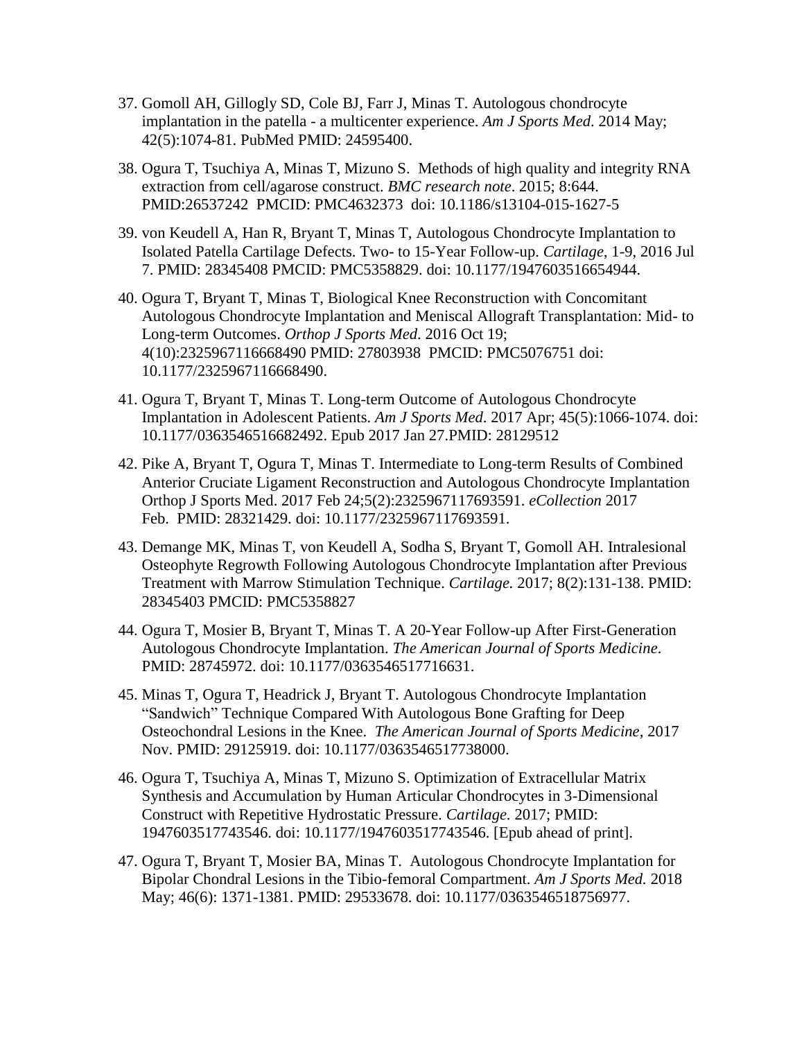37. Gomoll AH, Gillogly SD, Cole BJ, Farr J, Minas T. Autologous chondrocyte implantation in the patella - a multicenter experience. *Am J Sports Med*. 2014 May; 42(5):1074-81. PubMed PMID: 24595400.

38. Ogura T, Tsuchiya A, Minas T, Mizuno S. Methods of high quality and integrity RNA extraction from cell/agarose construct. *BMC research note*. 2015; 8:644. PMID:26537242 PMCID: PMC4632373 doi: 10.1186/s13104-015-1627-5

39. von Keudell A, Han R, Bryant T, Minas T, Autologous Chondrocyte Implantation to Isolated Patella Cartilage Defects. Two- to 15-Year Follow-up. *Cartilage*, 1-9, 2016 Jul 7. PMID: 28345408 PMCID: PMC5358829. doi: 10.1177/1947603516654944.

40. Ogura T, Bryant T, Minas T, Biological Knee Reconstruction with Concomitant Autologous Chondrocyte Implantation and Meniscal Allograft Transplantation: Mid- to Long-term Outcomes. *Orthop J Sports Med*. 2016 Oct 19; 4(10):2325967116668490 PMID: 27803938 PMCID: PMC5076751 doi: 10.1177/2325967116668490.

41. Ogura T, Bryant T, Minas T. Long-term Outcome of Autologous Chondrocyte Implantation in Adolescent Patients. *Am J Sports Med*. 2017 Apr; 45(5):1066-1074. doi: 10.1177/0363546516682492. Epub 2017 Jan 27.PMID: 28129512

42. Pike A, Bryant T, Ogura T, Minas T. Intermediate to Long-term Results of Combined Anterior Cruciate Ligament Reconstruction and Autologous Chondrocyte Implantation Orthop J Sports Med. 2017 Feb 24;5(2):2325967117693591. *eCollection* 2017 Feb. PMID: 28321429. doi: 10.1177/2325967117693591.

43. Demange MK, Minas T, von Keudell A, Sodha S, Bryant T, Gomoll AH. Intralesional Osteophyte Regrowth Following Autologous Chondrocyte Implantation after Previous Treatment with Marrow Stimulation Technique. *Cartilage.* 2017; 8(2):131-138. PMID: 28345403 PMCID: PMC5358827

44. Ogura T, Mosier B, Bryant T, Minas T. A 20-Year Follow-up After First-Generation Autologous Chondrocyte Implantation. *The American Journal of Sports Medicine*. PMID: 28745972. doi: 10.1177/0363546517716631.

45. Minas T, Ogura T, Headrick J, Bryant T. Autologous Chondrocyte Implantation "Sandwich" Technique Compared With Autologous Bone Grafting for Deep Osteochondral Lesions in the Knee. *The American Journal of Sports Medicine*, 2017 Nov. PMID: 29125919. doi: 10.1177/0363546517738000.

46. Ogura T, Tsuchiya A, Minas T, Mizuno S. Optimization of Extracellular Matrix Synthesis and Accumulation by Human Articular Chondrocytes in 3-Dimensional Construct with Repetitive Hydrostatic Pressure. *Cartilage.* 2017; PMID: 1947603517743546. doi: 10.1177/1947603517743546. [Epub ahead of print].

47. Ogura T, Bryant T, Mosier BA, Minas T. Autologous Chondrocyte Implantation for Bipolar Chondral Lesions in the Tibio-femoral Compartment. *Am J Sports Med.* 2018 May; 46(6): 1371-1381. PMID: 29533678. doi: 10.1177/0363546518756977.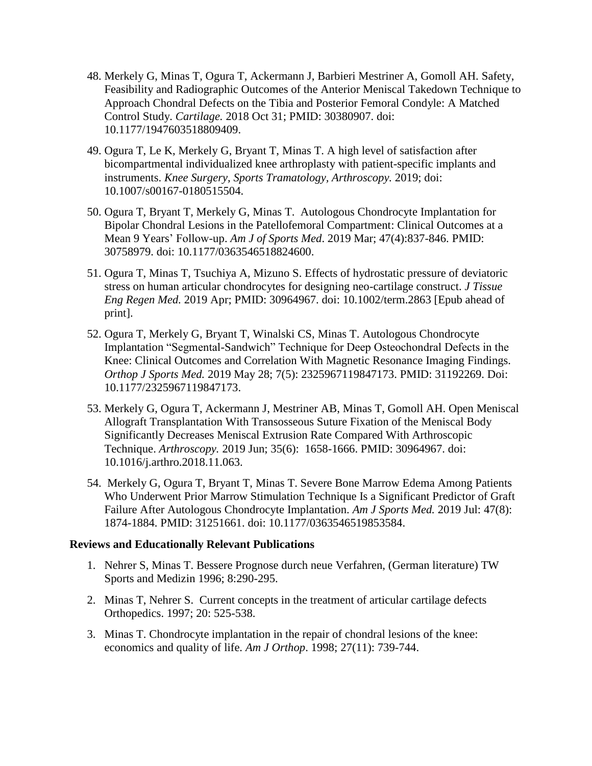48. Merkely G, Minas T, Ogura T, Ackermann J, Barbieri Mestriner A, Gomoll AH. Safety, Feasibility and Radiographic Outcomes of the Anterior Meniscal Takedown Technique to Approach Chondral Defects on the Tibia and Posterior Femoral Condyle: A Matched Control Study. *Cartilage.* 2018 Oct 31; PMID: 30380907. doi: 10.1177/1947603518809409.

49. Ogura T, Le K, Merkely G, Bryant T, Minas T. A high level of satisfaction after bicompartmental individualized knee arthroplasty with patient-specific implants and instruments. *Knee Surgery, Sports Tramatology, Arthroscopy.* 2019; doi: 10.1007/s00167-0180515504.

50. Ogura T, Bryant T, Merkely G, Minas T. Autologous Chondrocyte Implantation for Bipolar Chondral Lesions in the Patellofemoral Compartment: Clinical Outcomes at a Mean 9 Years' Follow-up. *Am J of Sports Med*. 2019 Mar; 47(4):837-846. PMID: 30758979. doi: 10.1177/0363546518824600.

51. Ogura T, Minas T, Tsuchiya A, Mizuno S. Effects of hydrostatic pressure of deviatoric stress on human articular chondrocytes for designing neo-cartilage construct. *J Tissue Eng Regen Med.* 2019 Apr; PMID: 30964967. doi: 10.1002/term.2863 [Epub ahead of print].

52. Ogura T, Merkely G, Bryant T, Winalski CS, Minas T. Autologous Chondrocyte Implantation "Segmental-Sandwich" Technique for Deep Osteochondral Defects in the Knee: Clinical Outcomes and Correlation With Magnetic Resonance Imaging Findings. *Orthop J Sports Med.* 2019 May 28; 7(5): 2325967119847173. PMID: 31192269. Doi: 10.1177/2325967119847173.

53. Merkely G, Ogura T, Ackermann J, Mestriner AB, Minas T, Gomoll AH. Open Meniscal Allograft Transplantation With Transosseous Suture Fixation of the Meniscal Body Significantly Decreases Meniscal Extrusion Rate Compared With Arthroscopic Technique. *Arthroscopy.* 2019 Jun; 35(6): 1658-1666. PMID: 30964967. doi: 10.1016/j.arthro.2018.11.063.

54. Merkely G, Ogura T, Bryant T, Minas T. Severe Bone Marrow Edema Among Patients Who Underwent Prior Marrow Stimulation Technique Is a Significant Predictor of Graft Failure After Autologous Chondrocyte Implantation. *Am J Sports Med.* 2019 Jul: 47(8): 1874-1884. PMID: 31251661. doi: 10.1177/0363546519853584.

**Reviews and Educationally Relevant Publications**

1. Nehrer S, Minas T. Bessere Prognose durch neue Verfahren, (German literature) TW Sports and Medizin 1996; 8:290-295.

2. Minas T, Nehrer S. Current concepts in the treatment of articular cartilage defects Orthopedics. 1997; 20: 525-538.

3. Minas T. Chondrocyte implantation in the repair of chondral lesions of the knee: economics and quality of life. *Am J Orthop*. 1998; 27(11): 739-744.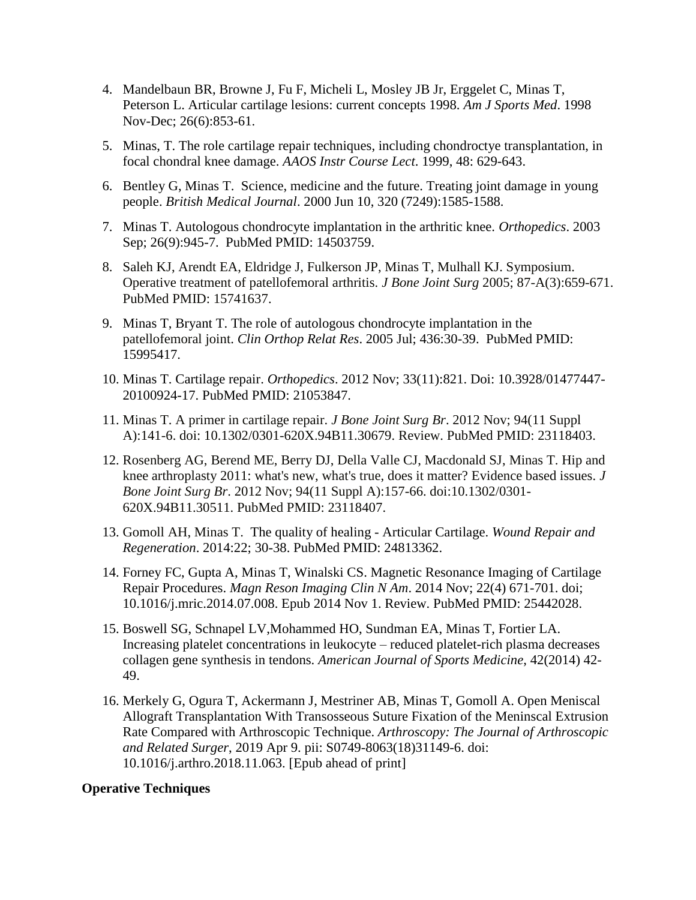4. Mandelbaun BR, Browne J, Fu F, Micheli L, Mosley JB Jr, Erggelet C, Minas T, Peterson L. Articular cartilage lesions: current concepts 1998. *Am J Sports Med*. 1998 Nov-Dec; 26(6):853-61.

5. Minas, T. The role cartilage repair techniques, including chondroctye transplantation, in focal chondral knee damage. *AAOS Instr Course Lect*. 1999, 48: 629-643.

6. Bentley G, Minas T. Science, medicine and the future. Treating joint damage in young people. *British Medical Journal*. 2000 Jun 10, 320 (7249):1585-1588.

7. Minas T. Autologous chondrocyte implantation in the arthritic knee. *Orthopedics*. 2003 Sep; 26(9):945-7. PubMed PMID: 14503759.

8. Saleh KJ, Arendt EA, Eldridge J, Fulkerson JP, Minas T, Mulhall KJ. Symposium. Operative treatment of patellofemoral arthritis. *J Bone Joint Surg* 2005; 87-A(3):659-671. PubMed PMID: 15741637.

9. Minas T, Bryant T. The role of autologous chondrocyte implantation in the patellofemoral joint. *Clin Orthop Relat Res*. 2005 Jul; 436:30-39. PubMed PMID: 15995417.

10. Minas T. Cartilage repair. *Orthopedics*. 2012 Nov; 33(11):821. Doi: 10.3928/01477447-20100924-17. PubMed PMID: 21053847.

11. Minas T. A primer in cartilage repair. *J Bone Joint Surg Br*. 2012 Nov; 94(11 Suppl A):141-6. doi: 10.1302/0301-620X.94B11.30679. Review. PubMed PMID: 23118403.

12. Rosenberg AG, Berend ME, Berry DJ, Della Valle CJ, Macdonald SJ, Minas T. Hip and knee arthroplasty 2011: what's new, what's true, does it matter? Evidence based issues. *J Bone Joint Surg Br*. 2012 Nov; 94(11 Suppl A):157-66. doi:10.1302/0301-620X.94B11.30511. PubMed PMID: 23118407.

13. Gomoll AH, Minas T. The quality of healing - Articular Cartilage. *Wound Repair and Regeneration*. 2014:22; 30-38. PubMed PMID: 24813362.

14. Forney FC, Gupta A, Minas T, Winalski CS. Magnetic Resonance Imaging of Cartilage Repair Procedures. *Magn Reson Imaging Clin N Am*. 2014 Nov; 22(4) 671-701. doi; 10.1016/j.mric.2014.07.008. Epub 2014 Nov 1. Review. PubMed PMID: 25442028.

15. Boswell SG, Schnapel LV,Mohammed HO, Sundman EA, Minas T, Fortier LA. Increasing platelet concentrations in leukocyte – reduced platelet-rich plasma decreases collagen gene synthesis in tendons. *American Journal of Sports Medicine*, 42(2014) 42-49.

16. Merkely G, Ogura T, Ackermann J, Mestriner AB, Minas T, Gomoll A. Open Meniscal Allograft Transplantation With Transosseous Suture Fixation of the Meninscal Extrusion Rate Compared with Arthroscopic Technique. *Arthroscopy: The Journal of Arthroscopic and Related Surger*, 2019 Apr 9. pii: S0749-8063(18)31149-6. doi: 10.1016/j.arthro.2018.11.063. [Epub ahead of print]

**Operative Techniques**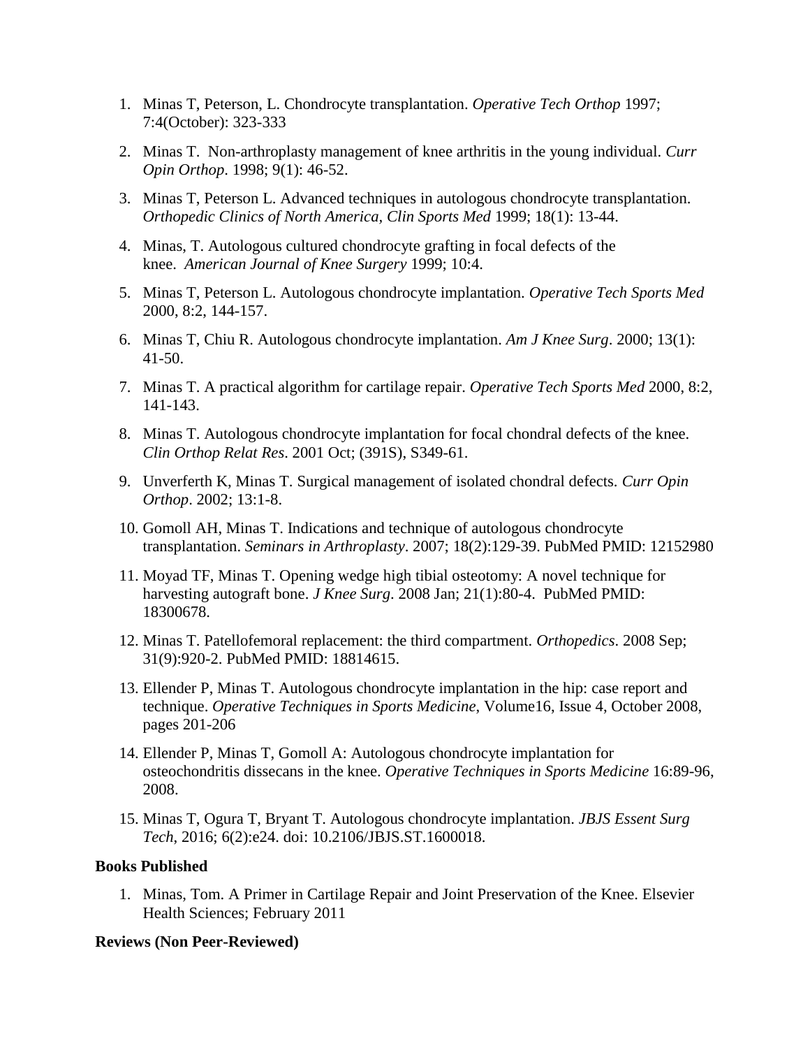1. Minas T, Peterson, L. Chondrocyte transplantation. *Operative Tech Orthop* 1997; 7:4(October): 323-333
2. Minas T.  Non-arthroplasty management of knee arthritis in the young individual. *Curr Opin Orthop*. 1998; 9(1): 46-52.
3. Minas T, Peterson L. Advanced techniques in autologous chondrocyte transplantation. *Orthopedic Clinics of North America, Clin Sports Med* 1999; 18(1): 13-44.
4. Minas, T. Autologous cultured chondrocyte grafting in focal defects of the knee.  *American Journal of Knee Surgery* 1999; 10:4.
5. Minas T, Peterson L. Autologous chondrocyte implantation. *Operative Tech Sports Med* 2000, 8:2, 144-157.
6. Minas T, Chiu R. Autologous chondrocyte implantation. *Am J Knee Surg*. 2000; 13(1): 41-50.
7. Minas T. A practical algorithm for cartilage repair. *Operative Tech Sports Med* 2000, 8:2, 141-143.
8. Minas T. Autologous chondrocyte implantation for focal chondral defects of the knee. *Clin Orthop Relat Res*. 2001 Oct; (391S), S349-61.
9. Unverferth K, Minas T. Surgical management of isolated chondral defects. *Curr Opin Orthop*. 2002; 13:1-8.
10. Gomoll AH, Minas T. Indications and technique of autologous chondrocyte transplantation. *Seminars in Arthroplasty*. 2007; 18(2):129-39. PubMed PMID: 12152980
11. Moyad TF, Minas T. Opening wedge high tibial osteotomy: A novel technique for harvesting autograft bone. *J Knee Surg*. 2008 Jan; 21(1):80-4.  PubMed PMID: 18300678.
12. Minas T. Patellofemoral replacement: the third compartment. *Orthopedics*. 2008 Sep; 31(9):920-2. PubMed PMID: 18814615.
13. Ellender P, Minas T. Autologous chondrocyte implantation in the hip: case report and technique. *Operative Techniques in Sports Medicine*, Volume16, Issue 4, October 2008, pages 201-206
14. Ellender P, Minas T, Gomoll A: Autologous chondrocyte implantation for osteochondritis dissecans in the knee. *Operative Techniques in Sports Medicine* 16:89-96, 2008.
15. Minas T, Ogura T, Bryant T. Autologous chondrocyte implantation. *JBJS Essent Surg Tech*, 2016; 6(2):e24. doi: 10.2106/JBJS.ST.1600018.

**Books Published**

1. Minas, Tom. A Primer in Cartilage Repair and Joint Preservation of the Knee. Elsevier Health Sciences; February 2011

**Reviews (Non Peer-Reviewed)**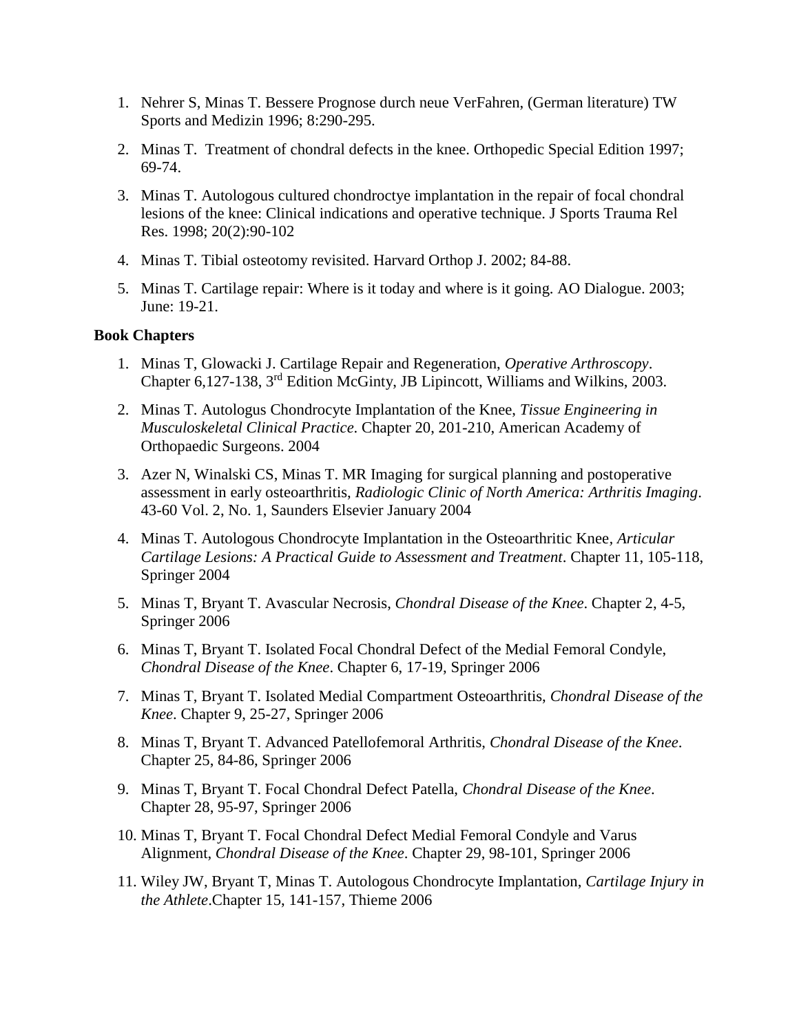1. Nehrer S, Minas T. Bessere Prognose durch neue VerFahren, (German literature) TW Sports and Medizin 1996; 8:290-295.

2. Minas T. Treatment of chondral defects in the knee. Orthopedic Special Edition 1997; 69-74.

3. Minas T. Autologous cultured chondroctye implantation in the repair of focal chondral lesions of the knee: Clinical indications and operative technique. J Sports Trauma Rel Res. 1998; 20(2):90-102

4. Minas T. Tibial osteotomy revisited. Harvard Orthop J. 2002; 84-88.

5. Minas T. Cartilage repair: Where is it today and where is it going. AO Dialogue. 2003; June: 19-21.

**Book Chapters**

1. Minas T, Glowacki J. Cartilage Repair and Regeneration, *Operative Arthroscopy*. Chapter 6,127-138, 3rd Edition McGinty, JB Lipincott, Williams and Wilkins, 2003.

2. Minas T. Autologus Chondrocyte Implantation of the Knee, *Tissue Engineering in Musculoskeletal Clinical Practice*. Chapter 20, 201-210, American Academy of Orthopaedic Surgeons. 2004

3. Azer N, Winalski CS, Minas T. MR Imaging for surgical planning and postoperative assessment in early osteoarthritis, *Radiologic Clinic of North America: Arthritis Imaging*. 43-60 Vol. 2, No. 1, Saunders Elsevier January 2004

4. Minas T. Autologous Chondrocyte Implantation in the Osteoarthritic Knee, *Articular Cartilage Lesions: A Practical Guide to Assessment and Treatment*. Chapter 11, 105-118, Springer 2004

5. Minas T, Bryant T. Avascular Necrosis, *Chondral Disease of the Knee*. Chapter 2, 4-5, Springer 2006

6. Minas T, Bryant T. Isolated Focal Chondral Defect of the Medial Femoral Condyle, *Chondral Disease of the Knee*. Chapter 6, 17-19, Springer 2006

7. Minas T, Bryant T. Isolated Medial Compartment Osteoarthritis, *Chondral Disease of the Knee*. Chapter 9, 25-27, Springer 2006

8. Minas T, Bryant T. Advanced Patellofemoral Arthritis, *Chondral Disease of the Knee*. Chapter 25, 84-86, Springer 2006

9. Minas T, Bryant T. Focal Chondral Defect Patella, *Chondral Disease of the Knee*. Chapter 28, 95-97, Springer 2006

10. Minas T, Bryant T. Focal Chondral Defect Medial Femoral Condyle and Varus Alignment, *Chondral Disease of the Knee*. Chapter 29, 98-101, Springer 2006

11. Wiley JW, Bryant T, Minas T. Autologous Chondrocyte Implantation, *Cartilage Injury in the Athlete*.Chapter 15, 141-157, Thieme 2006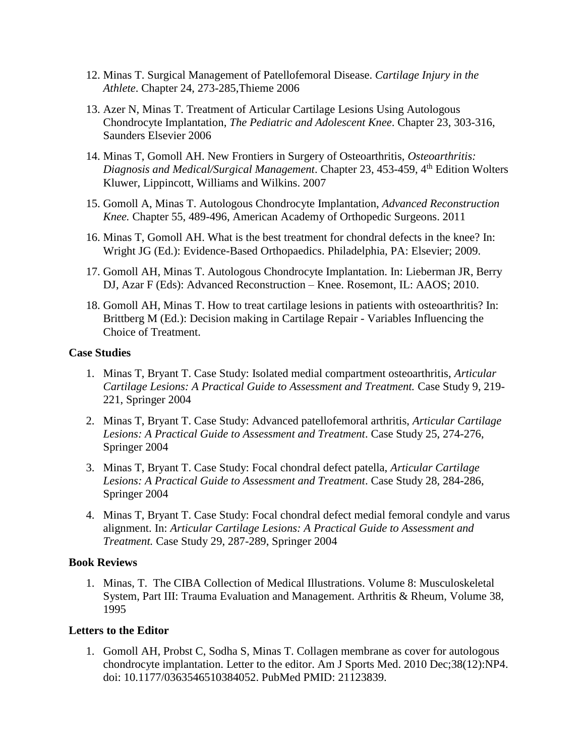12. Minas T. Surgical Management of Patellofemoral Disease. *Cartilage Injury in the Athlete*. Chapter 24, 273-285,Thieme 2006
13. Azer N, Minas T. Treatment of Articular Cartilage Lesions Using Autologous Chondrocyte Implantation, *The Pediatric and Adolescent Knee*. Chapter 23, 303-316, Saunders Elsevier 2006
14. Minas T, Gomoll AH. New Frontiers in Surgery of Osteoarthritis, *Osteoarthritis: Diagnosis and Medical/Surgical Management*. Chapter 23, 453-459, 4th Edition Wolters Kluwer, Lippincott, Williams and Wilkins. 2007
15. Gomoll A, Minas T. Autologous Chondrocyte Implantation, *Advanced Reconstruction Knee.* Chapter 55, 489-496, American Academy of Orthopedic Surgeons. 2011
16. Minas T, Gomoll AH. What is the best treatment for chondral defects in the knee? In: Wright JG (Ed.): Evidence-Based Orthopaedics. Philadelphia, PA: Elsevier; 2009.
17. Gomoll AH, Minas T. Autologous Chondrocyte Implantation. In: Lieberman JR, Berry DJ, Azar F (Eds): Advanced Reconstruction – Knee. Rosemont, IL: AAOS; 2010.
18. Gomoll AH, Minas T. How to treat cartilage lesions in patients with osteoarthritis? In: Brittberg M (Ed.): Decision making in Cartilage Repair - Variables Influencing the Choice of Treatment.

**Case Studies**

1. Minas T, Bryant T. Case Study: Isolated medial compartment osteoarthritis, *Articular Cartilage Lesions: A Practical Guide to Assessment and Treatment.* Case Study 9, 219-221, Springer 2004
2. Minas T, Bryant T. Case Study: Advanced patellofemoral arthritis, *Articular Cartilage Lesions: A Practical Guide to Assessment and Treatment*. Case Study 25, 274-276, Springer 2004
3. Minas T, Bryant T. Case Study: Focal chondral defect patella, *Articular Cartilage Lesions: A Practical Guide to Assessment and Treatment*. Case Study 28, 284-286, Springer 2004
4. Minas T, Bryant T. Case Study: Focal chondral defect medial femoral condyle and varus alignment. In: *Articular Cartilage Lesions: A Practical Guide to Assessment and Treatment.* Case Study 29, 287-289, Springer 2004

**Book Reviews**

1. Minas, T. The CIBA Collection of Medical Illustrations. Volume 8: Musculoskeletal System, Part III: Trauma Evaluation and Management. Arthritis & Rheum, Volume 38, 1995

**Letters to the Editor**

1. Gomoll AH, Probst C, Sodha S, Minas T. Collagen membrane as cover for autologous chondrocyte implantation. Letter to the editor. Am J Sports Med. 2010 Dec;38(12):NP4. doi: 10.1177/0363546510384052. PubMed PMID: 21123839.